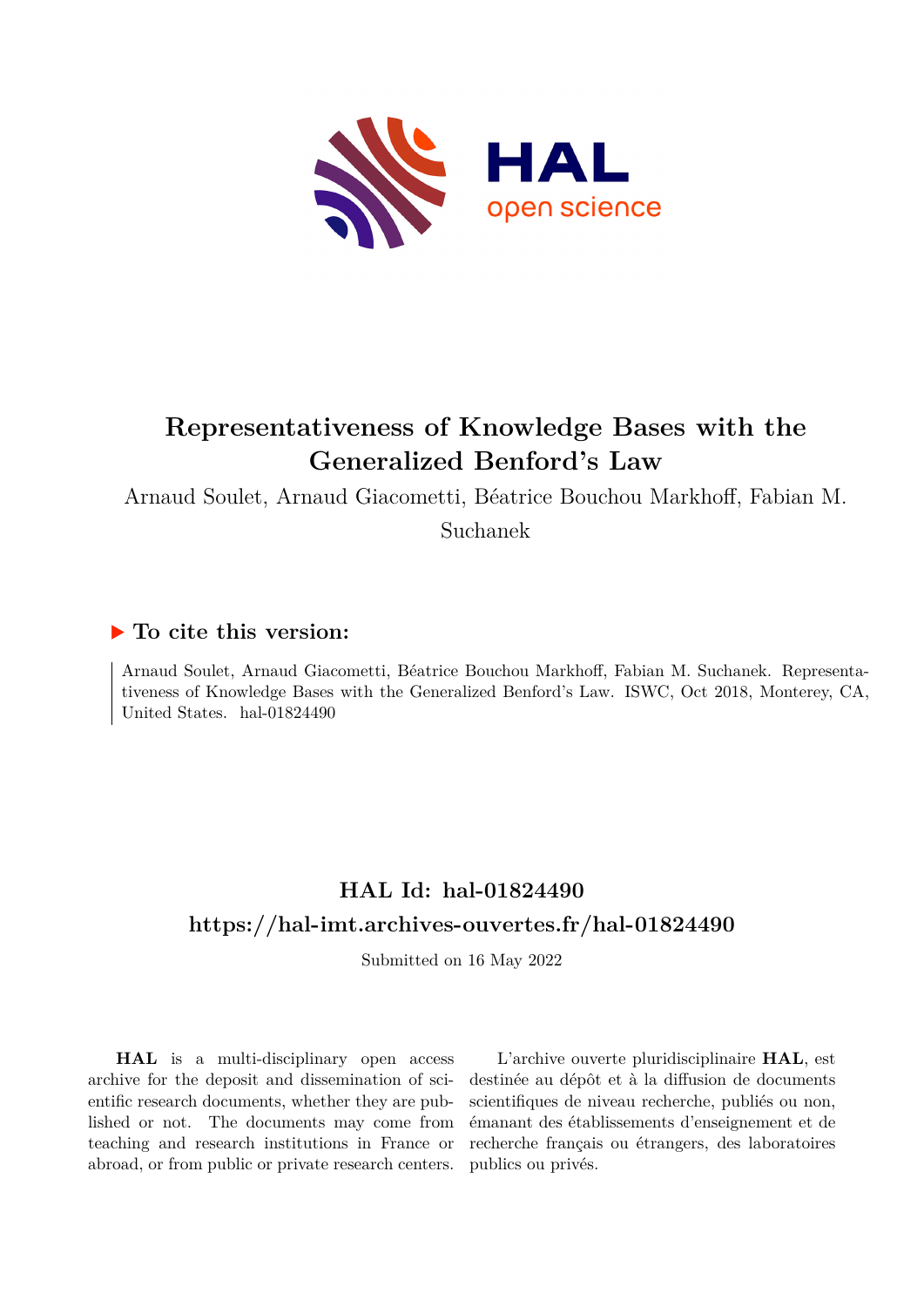# Representativeness of Knowledge Bases with the Generalized Benford's Law

Arnaud Soulet, Arnaud Giacometti, Béatrice Bouchou Markhoff, Fabian M. Suchanek

## ▶ To cite this version:

Arnaud Soulet, Arnaud Giacometti, Béatrice Bouchou Markhoff, Fabian M. Suchanek. Representativeness of Knowledge Bases with the Generalized Benford's Law. ISWC, Oct 2018, Monterey, CA, United States. hal-01824490

## HAL Id: hal-01824490

## https://hal-imt.archives-ouvertes.fr/hal-01824490

Submitted on 16 May 2022

**HAL** is a multi-disciplinary open access archive for the deposit and dissemination of scientific research documents, whether they are published or not. The documents may come from teaching and research institutions in France or abroad, or from public or private research centers.

L'archive ouverte pluridisciplinaire **HAL**, est destinée au dépôt et à la diffusion de documents scientifiques de niveau recherche, publiés ou non, émanant des établissements d'enseignement et de recherche français ou étrangers, des laboratoires publics ou privés.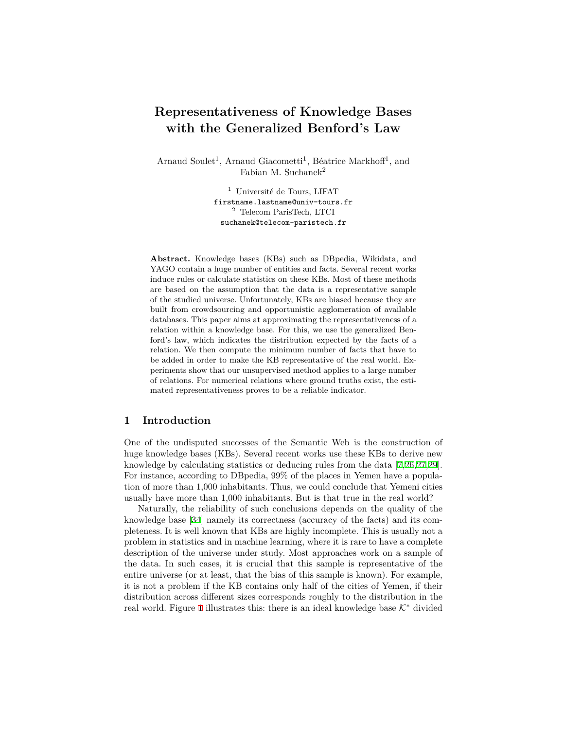# Representativeness of Knowledge Bases with the Generalized Benford's Law

Arnaud Soulet[1], Arnaud Giacometti[1], Béatrice Markhoff[1], and Fabian M. Suchanek[2]

[1] Université de Tours, LIFAT
firstname.lastname@univ-tours.fr
[2] Telecom ParisTech, LTCI
suchanek@telecom-paristech.fr

**Abstract.** Knowledge bases (KBs) such as DBpedia, Wikidata, and YAGO contain a huge number of entities and facts. Several recent works induce rules or calculate statistics on these KBs. Most of these methods are based on the assumption that the data is a representative sample of the studied universe. Unfortunately, KBs are biased because they are built from crowdsourcing and opportunistic agglomeration of available databases. This paper aims at approximating the representativeness of a relation within a knowledge base. For this, we use the generalized Benford's law, which indicates the distribution expected by the facts of a relation. We then compute the minimum number of facts that have to be added in order to make the KB representative of the real world. Experiments show that our unsupervised method applies to a large number of relations. For numerical relations where ground truths exist, the estimated representativeness proves to be a reliable indicator.

## 1 Introduction

One of the undisputed successes of the Semantic Web is the construction of huge knowledge bases (KBs). Several recent works use these KBs to derive new knowledge by calculating statistics or deducing rules from the data [7,26,27,29]. For instance, according to DBpedia, 99% of the places in Yemen have a population of more than 1,000 inhabitants. Thus, we could conclude that Yemeni cities usually have more than 1,000 inhabitants. But is that true in the real world?

Naturally, the reliability of such conclusions depends on the quality of the knowledge base [34] namely its correctness (accuracy of the facts) and its completeness. It is well known that KBs are highly incomplete. This is usually not a problem in statistics and in machine learning, where it is rare to have a complete description of the universe under study. Most approaches work on a sample of the data. In such cases, it is crucial that this sample is representative of the entire universe (or at least, that the bias of this sample is known). For example, it is not a problem if the KB contains only half of the cities of Yemen, if their distribution across different sizes corresponds roughly to the distribution in the real world. Figure 1 illustrates this: there is an ideal knowledge base $\mathcal{K}^*$ divided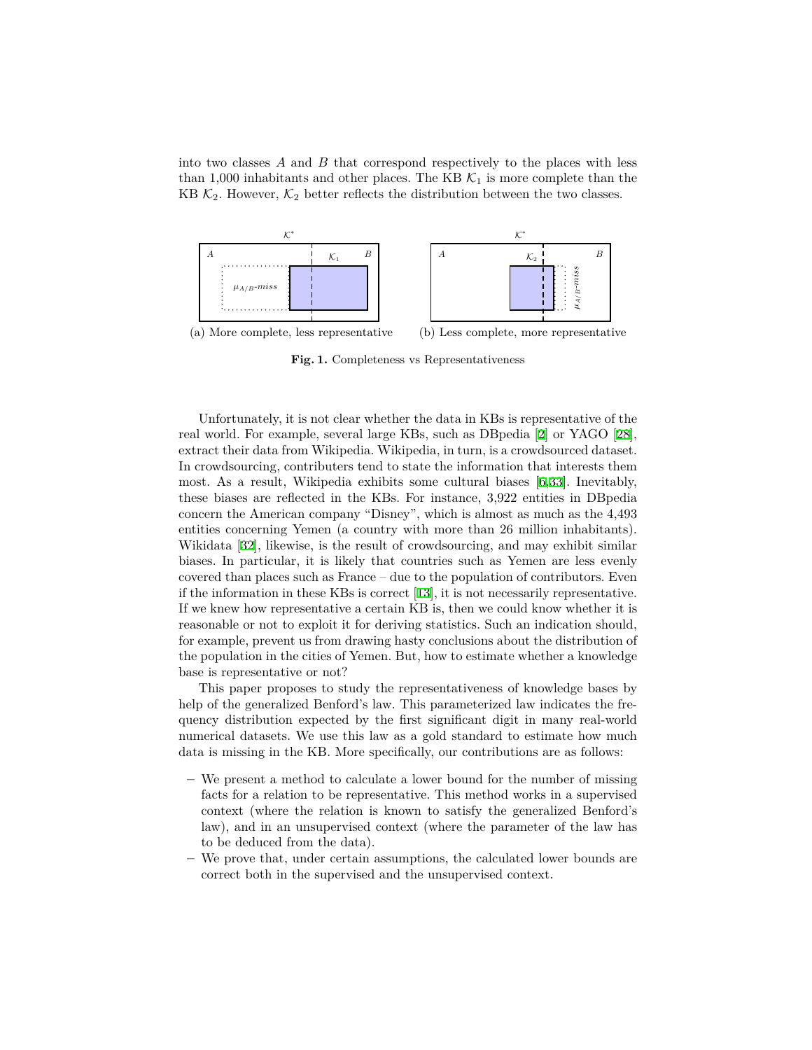into two classes $A$ and $B$ that correspond respectively to the places with less than 1,000 inhabitants and other places. The KB $\mathcal{K}_1$ is more complete than the KB $\mathcal{K}_2$. However, $\mathcal{K}_2$ better reflects the distribution between the two classes.

$\mathcal{K}^*$
$A$
$B$
$\mathcal{K}_1$
$\mu_{A/B}$-*miss*

(a) More complete, less representative

$\mathcal{K}^*$
$A$
$B$
$\mathcal{K}_2$
$\mu_{A/B}$-*miss*

(b) Less complete, more representative

**Fig. 1.** Completeness vs Representativeness

Unfortunately, it is not clear whether the data in KBs is representative of the real world. For example, several large KBs, such as DBpedia [2] or YAGO [28], extract their data from Wikipedia. Wikipedia, in turn, is a crowdsourced dataset. In crowdsourcing, contributers tend to state the information that interests them most. As a result, Wikipedia exhibits some cultural biases [6,33]. Inevitably, these biases are reflected in the KBs. For instance, 3,922 entities in DBpedia concern the American company "Disney", which is almost as much as the 4,493 entities concerning Yemen (a country with more than 26 million inhabitants). Wikidata [32], likewise, is the result of crowdsourcing, and may exhibit similar biases. In particular, it is likely that countries such as Yemen are less evenly covered than places such as France – due to the population of contributors. Even if the information in these KBs is correct [13], it is not necessarily representative. If we knew how representative a certain KB is, then we could know whether it is reasonable or not to exploit it for deriving statistics. Such an indication should, for example, prevent us from drawing hasty conclusions about the distribution of the population in the cities of Yemen. But, how to estimate whether a knowledge base is representative or not?

This paper proposes to study the representativeness of knowledge bases by help of the generalized Benford's law. This parameterized law indicates the frequency distribution expected by the first significant digit in many real-world numerical datasets. We use this law as a gold standard to estimate how much data is missing in the KB. More specifically, our contributions are as follows:

- We present a method to calculate a lower bound for the number of missing facts for a relation to be representative. This method works in a supervised context (where the relation is known to satisfy the generalized Benford's law), and in an unsupervised context (where the parameter of the law has to be deduced from the data).
- We prove that, under certain assumptions, the calculated lower bounds are correct both in the supervised and the unsupervised context.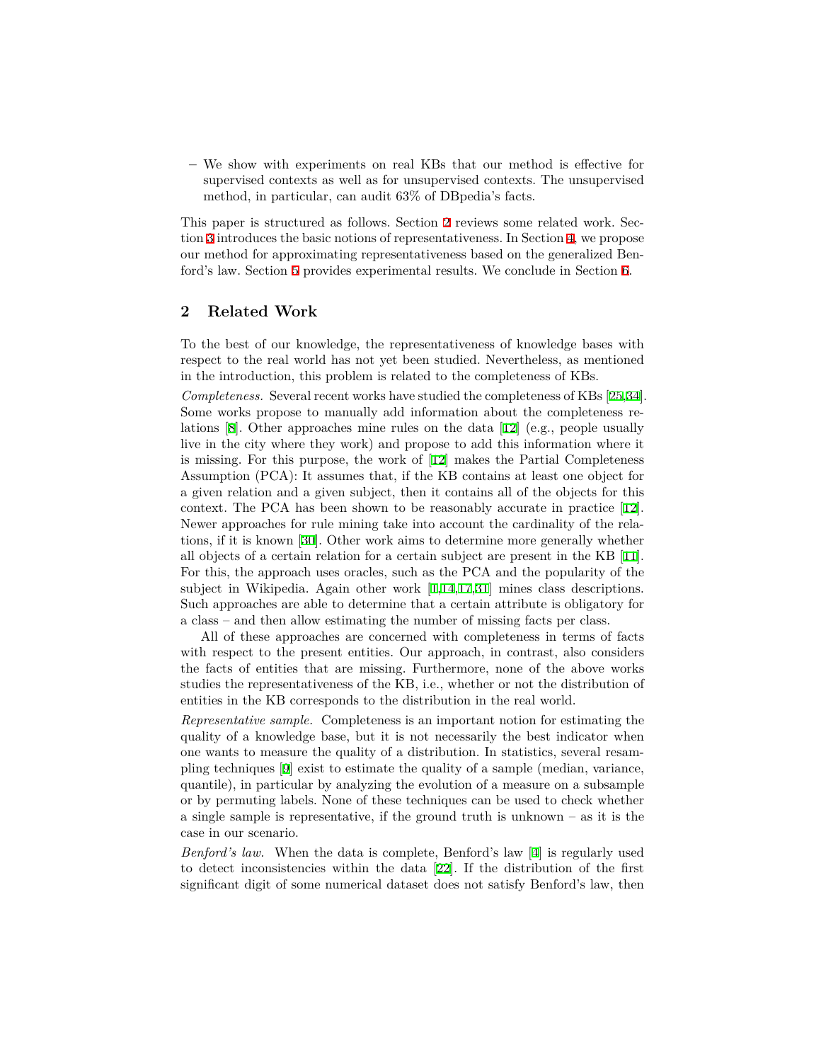– We show with experiments on real KBs that our method is effective for supervised contexts as well as for unsupervised contexts. The unsupervised method, in particular, can audit 63% of DBpedia's facts.

This paper is structured as follows. Section 2 reviews some related work. Section 3 introduces the basic notions of representativeness. In Section 4, we propose our method for approximating representativeness based on the generalized Benford's law. Section 5 provides experimental results. We conclude in Section 6.

## 2 Related Work

To the best of our knowledge, the representativeness of knowledge bases with respect to the real world has not yet been studied. Nevertheless, as mentioned in the introduction, this problem is related to the completeness of KBs.

*Completeness.* Several recent works have studied the completeness of KBs [25,34]. Some works propose to manually add information about the completeness relations [8]. Other approaches mine rules on the data [12] (e.g., people usually live in the city where they work) and propose to add this information where it is missing. For this purpose, the work of [12] makes the Partial Completeness Assumption (PCA): It assumes that, if the KB contains at least one object for a given relation and a given subject, then it contains all of the objects for this context. The PCA has been shown to be reasonably accurate in practice [12]. Newer approaches for rule mining take into account the cardinality of the relations, if it is known [30]. Other work aims to determine more generally whether all objects of a certain relation for a certain subject are present in the KB [11]. For this, the approach uses oracles, such as the PCA and the popularity of the subject in Wikipedia. Again other work [1,14,17,31] mines class descriptions. Such approaches are able to determine that a certain attribute is obligatory for a class – and then allow estimating the number of missing facts per class.

All of these approaches are concerned with completeness in terms of facts with respect to the present entities. Our approach, in contrast, also considers the facts of entities that are missing. Furthermore, none of the above works studies the representativeness of the KB, i.e., whether or not the distribution of entities in the KB corresponds to the distribution in the real world.

*Representative sample.* Completeness is an important notion for estimating the quality of a knowledge base, but it is not necessarily the best indicator when one wants to measure the quality of a distribution. In statistics, several resampling techniques [9] exist to estimate the quality of a sample (median, variance, quantile), in particular by analyzing the evolution of a measure on a subsample or by permuting labels. None of these techniques can be used to check whether a single sample is representative, if the ground truth is unknown – as it is the case in our scenario.

*Benford's law.* When the data is complete, Benford's law [4] is regularly used to detect inconsistencies within the data [22]. If the distribution of the first significant digit of some numerical dataset does not satisfy Benford's law, then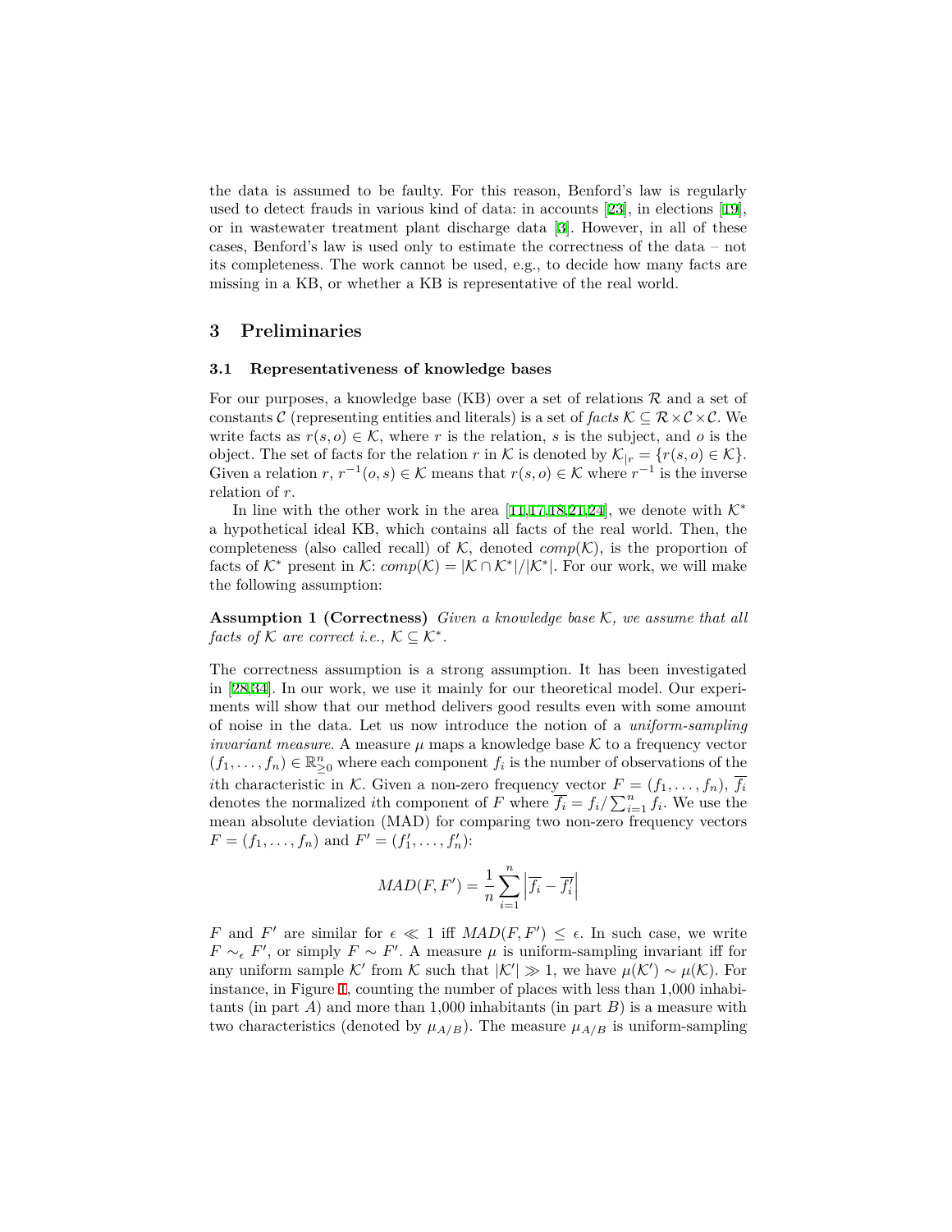the data is assumed to be faulty. For this reason, Benford's law is regularly used to detect frauds in various kind of data: in accounts [23], in elections [19], or in wastewater treatment plant discharge data [3]. However, in all of these cases, Benford's law is used only to estimate the correctness of the data – not its completeness. The work cannot be used, e.g., to decide how many facts are missing in a KB, or whether a KB is representative of the real world.

## 3 Preliminaries

### 3.1 Representativeness of knowledge bases

For our purposes, a knowledge base (KB) over a set of relations $\mathcal{R}$ and a set of constants $\mathcal{C}$ (representing entities and literals) is a set of *facts* $\mathcal{K} \subseteq \mathcal{R} \times \mathcal{C} \times \mathcal{C}$. We write facts as $r(s, o) \in \mathcal{K}$, where $r$ is the relation, $s$ is the subject, and $o$ is the object. The set of facts for the relation $r$ in $\mathcal{K}$ is denoted by $\mathcal{K}_{|r} = \{r(s, o) \in \mathcal{K}\}$. Given a relation $r$, $r^{-1}(o, s) \in \mathcal{K}$ means that $r(s, o) \in \mathcal{K}$ where $r^{-1}$ is the inverse relation of $r$.

In line with the other work in the area [11,17,18,21,24], we denote with $\mathcal{K}^*$ a hypothetical ideal KB, which contains all facts of the real world. Then, the completeness (also called recall) of $\mathcal{K}$, denoted $comp(\mathcal{K})$, is the proportion of facts of $\mathcal{K}^*$ present in $\mathcal{K}$: $comp(\mathcal{K}) = |\mathcal{K} \cap \mathcal{K}^*|/|\mathcal{K}^*|$. For our work, we will make the following assumption:

**Assumption 1 (Correctness)** *Given a knowledge base $\mathcal{K}$, we assume that all facts of $\mathcal{K}$ are correct i.e., $\mathcal{K} \subseteq \mathcal{K}^*$.*

The correctness assumption is a strong assumption. It has been investigated in [28,34]. In our work, we use it mainly for our theoretical model. Our experiments will show that our method delivers good results even with some amount of noise in the data. Let us now introduce the notion of a *uniform-sampling invariant measure*. A measure $\mu$ maps a knowledge base $\mathcal{K}$ to a frequency vector $(f_1, \ldots, f_n) \in \mathbb{R}^n_{\geq 0}$ where each component $f_i$ is the number of observations of the $i$th characteristic in $\mathcal{K}$. Given a non-zero frequency vector $F = (f_1, \ldots, f_n)$, $\overline{f_i}$ denotes the normalized $i$th component of $F$ where $\overline{f_i} = f_i / \sum_{i=1}^{n} f_i$. We use the mean absolute deviation (MAD) for comparing two non-zero frequency vectors $F = (f_1, \ldots, f_n)$ and $F' = (f'_1, \ldots, f'_n)$:

$$MAD(F, F') = \frac{1}{n} \sum_{i=1}^{n} \left| \overline{f_i} - \overline{f'_i} \right|$$

$F$ and $F'$ are similar for $\epsilon \ll 1$ iff $MAD(F, F') \leq \epsilon$. In such case, we write $F \sim_\epsilon F'$, or simply $F \sim F'$. A measure $\mu$ is uniform-sampling invariant iff for any uniform sample $\mathcal{K}'$ from $\mathcal{K}$ such that $|\mathcal{K}'| \gg 1$, we have $\mu(\mathcal{K}') \sim \mu(\mathcal{K})$. For instance, in Figure 1, counting the number of places with less than 1,000 inhabitants (in part $A$) and more than 1,000 inhabitants (in part $B$) is a measure with two characteristics (denoted by $\mu_{A/B}$). The measure $\mu_{A/B}$ is uniform-sampling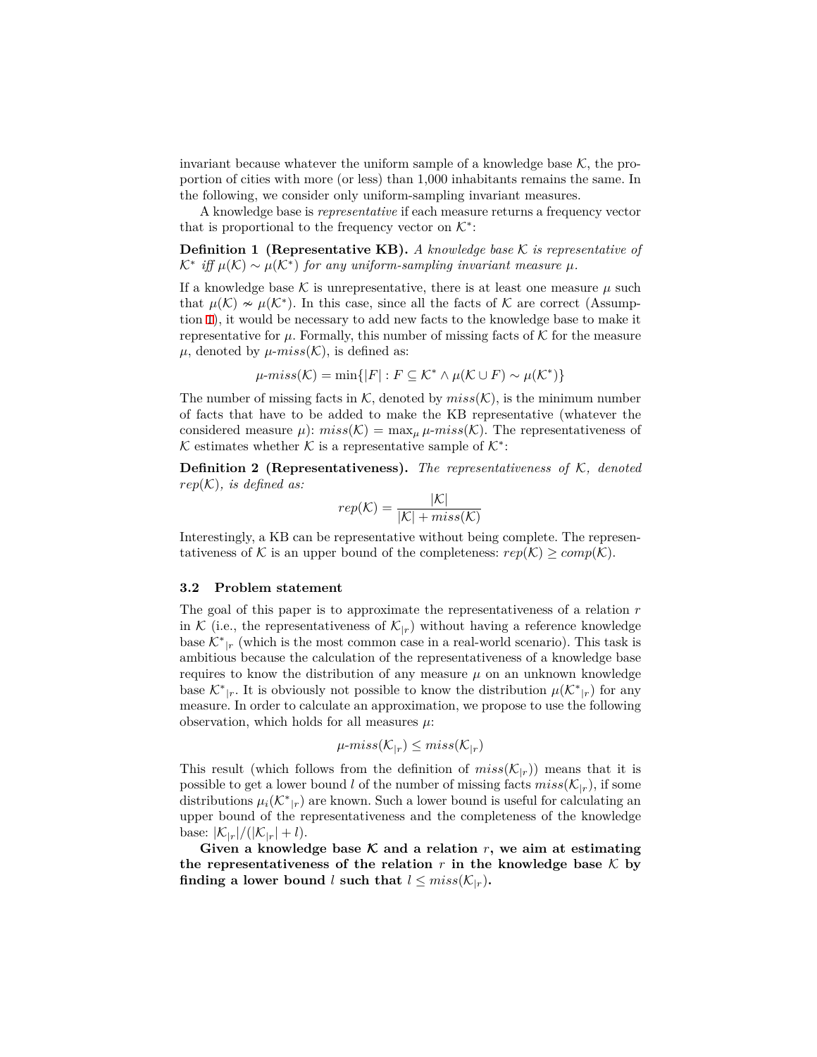invariant because whatever the uniform sample of a knowledge base $\mathcal{K}$, the proportion of cities with more (or less) than 1,000 inhabitants remains the same. In the following, we consider only uniform-sampling invariant measures.

A knowledge base is *representative* if each measure returns a frequency vector that is proportional to the frequency vector on $\mathcal{K}^*$:

**Definition 1 (Representative KB).** *A knowledge base $\mathcal{K}$ is representative of $\mathcal{K}^*$ iff $\mu(\mathcal{K}) \sim \mu(\mathcal{K}^*)$ for any uniform-sampling invariant measure $\mu$.*

If a knowledge base $\mathcal{K}$ is unrepresentative, there is at least one measure $\mu$ such that $\mu(\mathcal{K}) \nsim \mu(\mathcal{K}^*)$. In this case, since all the facts of $\mathcal{K}$ are correct (Assumption 1), it would be necessary to add new facts to the knowledge base to make it representative for $\mu$. Formally, this number of missing facts of $\mathcal{K}$ for the measure $\mu$, denoted by $\mu\text{-}miss(\mathcal{K})$, is defined as:

$$\mu\text{-}miss(\mathcal{K}) = \min\{|F| : F \subseteq \mathcal{K}^* \wedge \mu(\mathcal{K} \cup F) \sim \mu(\mathcal{K}^*)\}$$

The number of missing facts in $\mathcal{K}$, denoted by $miss(\mathcal{K})$, is the minimum number of facts that have to be added to make the KB representative (whatever the considered measure $\mu$): $miss(\mathcal{K}) = \max_\mu \mu\text{-}miss(\mathcal{K})$. The representativeness of $\mathcal{K}$ estimates whether $\mathcal{K}$ is a representative sample of $\mathcal{K}^*$:

**Definition 2 (Representativeness).** *The representativeness of $\mathcal{K}$, denoted $rep(\mathcal{K})$, is defined as:*

$$rep(\mathcal{K}) = \frac{|\mathcal{K}|}{|\mathcal{K}| + miss(\mathcal{K})}$$

Interestingly, a KB can be representative without being complete. The representativeness of $\mathcal{K}$ is an upper bound of the completeness: $rep(\mathcal{K}) \geq comp(\mathcal{K})$.

### 3.2 Problem statement

The goal of this paper is to approximate the representativeness of a relation $r$ in $\mathcal{K}$ (i.e., the representativeness of $\mathcal{K}_{|r}$) without having a reference knowledge base $\mathcal{K}^*{}_{|r}$ (which is the most common case in a real-world scenario). This task is ambitious because the calculation of the representativeness of a knowledge base requires to know the distribution of any measure $\mu$ on an unknown knowledge base $\mathcal{K}^*{}_{|r}$. It is obviously not possible to know the distribution $\mu(\mathcal{K}^*{}_{|r})$ for any measure. In order to calculate an approximation, we propose to use the following observation, which holds for all measures $\mu$:

$$\mu\text{-}miss(\mathcal{K}_{|r}) \leq miss(\mathcal{K}_{|r})$$

This result (which follows from the definition of $miss(\mathcal{K}_{|r})$) means that it is possible to get a lower bound $l$ of the number of missing facts $miss(\mathcal{K}_{|r})$, if some distributions $\mu_i(\mathcal{K}^*{}_{|r})$ are known. Such a lower bound is useful for calculating an upper bound of the representativeness and the completeness of the knowledge base: $|\mathcal{K}_{|r}|/(|\mathcal{K}_{|r}| + l)$.

**Given a knowledge base $\mathcal{K}$ and a relation $r$, we aim at estimating the representativeness of the relation $r$ in the knowledge base $\mathcal{K}$ by finding a lower bound $l$ such that $l \leq miss(\mathcal{K}_{|r})$.**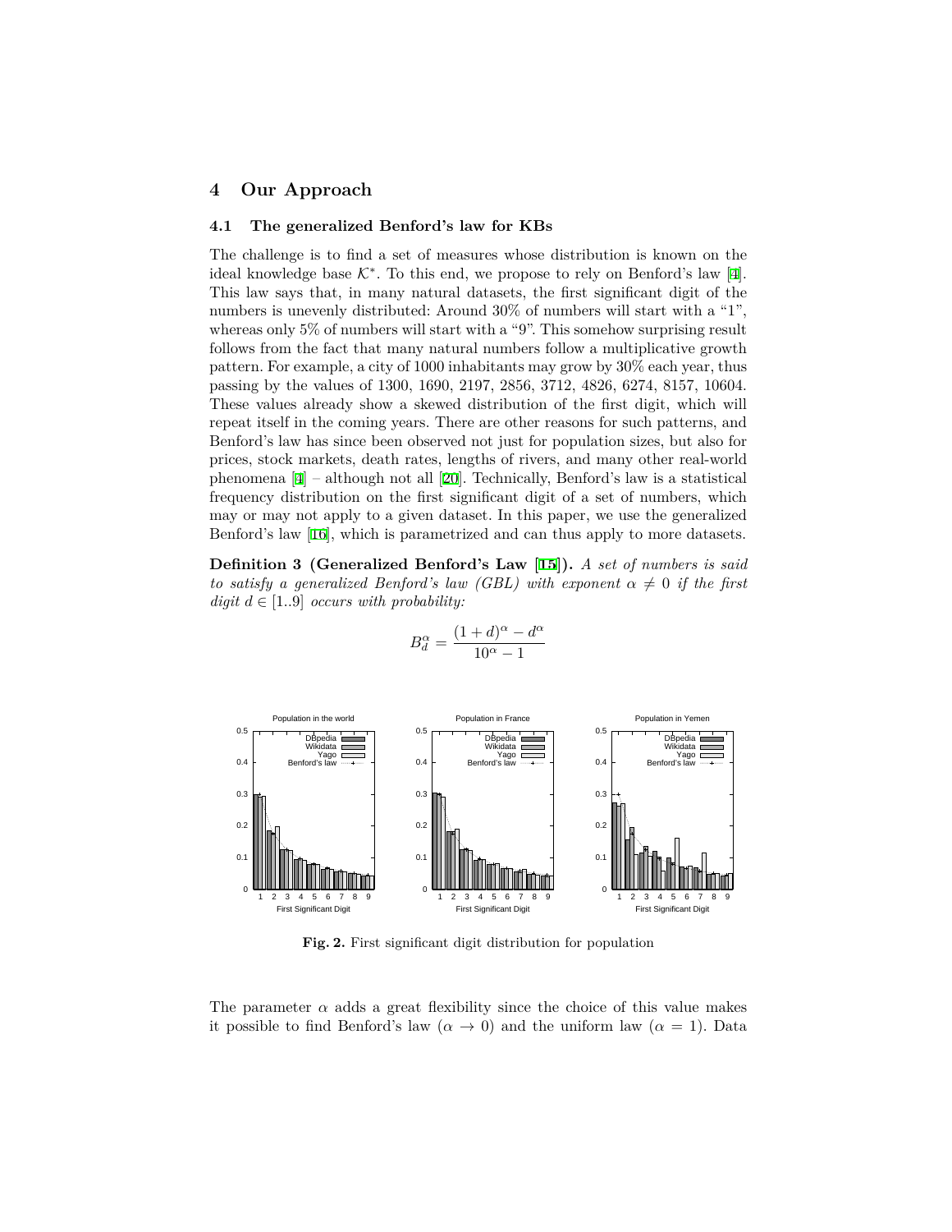## 4 Our Approach

### 4.1 The generalized Benford's law for KBs

The challenge is to find a set of measures whose distribution is known on the ideal knowledge base $\mathcal{K}^*$. To this end, we propose to rely on Benford's law [4]. This law says that, in many natural datasets, the first significant digit of the numbers is unevenly distributed: Around 30% of numbers will start with a "1", whereas only 5% of numbers will start with a "9". This somehow surprising result follows from the fact that many natural numbers follow a multiplicative growth pattern. For example, a city of 1000 inhabitants may grow by 30% each year, thus passing by the values of 1300, 1690, 2197, 2856, 3712, 4826, 6274, 8157, 10604. These values already show a skewed distribution of the first digit, which will repeat itself in the coming years. There are other reasons for such patterns, and Benford's law has since been observed not just for population sizes, but also for prices, stock markets, death rates, lengths of rivers, and many other real-world phenomena [4] – although not all [20]. Technically, Benford's law is a statistical frequency distribution on the first significant digit of a set of numbers, which may or may not apply to a given dataset. In this paper, we use the generalized Benford's law [16], which is parametrized and can thus apply to more datasets.

**Definition 3 (Generalized Benford's Law [15]).** *A set of numbers is said to satisfy a generalized Benford's law (GBL) with exponent $\alpha \neq 0$ if the first digit $d \in [1..9]$ occurs with probability:*

$$B_d^\alpha = \frac{(1+d)^\alpha - d^\alpha}{10^\alpha - 1}$$

**Fig. 2.** First significant digit distribution for population

The parameter $\alpha$ adds a great flexibility since the choice of this value makes it possible to find Benford's law ($\alpha \to 0$) and the uniform law ($\alpha = 1$). Data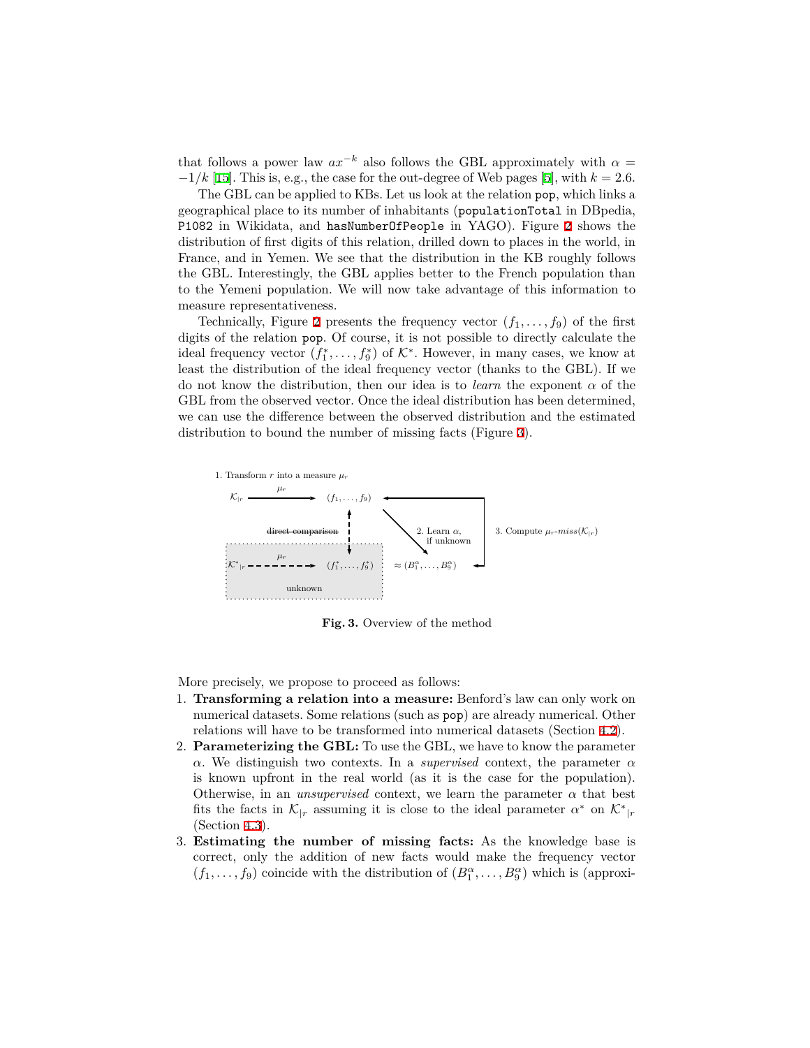that follows a power law $ax^{-k}$ also follows the GBL approximately with $\alpha = -1/k$ [15]. This is, e.g., the case for the out-degree of Web pages [5], with $k = 2.6$.

The GBL can be applied to KBs. Let us look at the relation `pop`, which links a geographical place to its number of inhabitants (`populationTotal` in DBpedia, `P1082` in Wikidata, and `hasNumberOfPeople` in YAGO). Figure 2 shows the distribution of first digits of this relation, drilled down to places in the world, in France, and in Yemen. We see that the distribution in the KB roughly follows the GBL. Interestingly, the GBL applies better to the French population than to the Yemeni population. We will now take advantage of this information to measure representativeness.

Technically, Figure 2 presents the frequency vector $(f_1, \ldots, f_9)$ of the first digits of the relation `pop`. Of course, it is not possible to directly calculate the ideal frequency vector $(f_1^*, \ldots, f_9^*)$ of $\mathcal{K}^*$. However, in many cases, we know at least the distribution of the ideal frequency vector (thanks to the GBL). If we do not know the distribution, then our idea is to *learn* the exponent $\alpha$ of the GBL from the observed vector. Once the ideal distribution has been determined, we can use the difference between the observed distribution and the estimated distribution to bound the number of missing facts (Figure 3).

1. Transform $r$ into a measure $\mu_r$

$\mathcal{K}_{|r}$ —$\mu_r$→ $(f_1, \ldots, f_9)$

~~direct comparison~~

2. Learn $\alpha$, if unknown

3. Compute $\mu_r$-$miss(\mathcal{K}_{|r})$

$\mathcal{K}^*_{|r}$ - - $\mu_r$ - -→ $(f_1^*, \ldots, f_9^*)$ $\approx (B_1^\alpha, \ldots, B_9^\alpha)$

unknown

**Fig. 3.** Overview of the method

More precisely, we propose to proceed as follows:

1. **Transforming a relation into a measure:** Benford's law can only work on numerical datasets. Some relations (such as `pop`) are already numerical. Other relations will have to be transformed into numerical datasets (Section 4.2).
2. **Parameterizing the GBL:** To use the GBL, we have to know the parameter $\alpha$. We distinguish two contexts. In a *supervised* context, the parameter $\alpha$ is known upfront in the real world (as it is the case for the population). Otherwise, in an *unsupervised* context, we learn the parameter $\alpha$ that best fits the facts in $\mathcal{K}_{|r}$ assuming it is close to the ideal parameter $\alpha^*$ on $\mathcal{K}^*_{|r}$ (Section 4.3).
3. **Estimating the number of missing facts:** As the knowledge base is correct, only the addition of new facts would make the frequency vector $(f_1, \ldots, f_9)$ coincide with the distribution of $(B_1^\alpha, \ldots, B_9^\alpha)$ which is (approxi-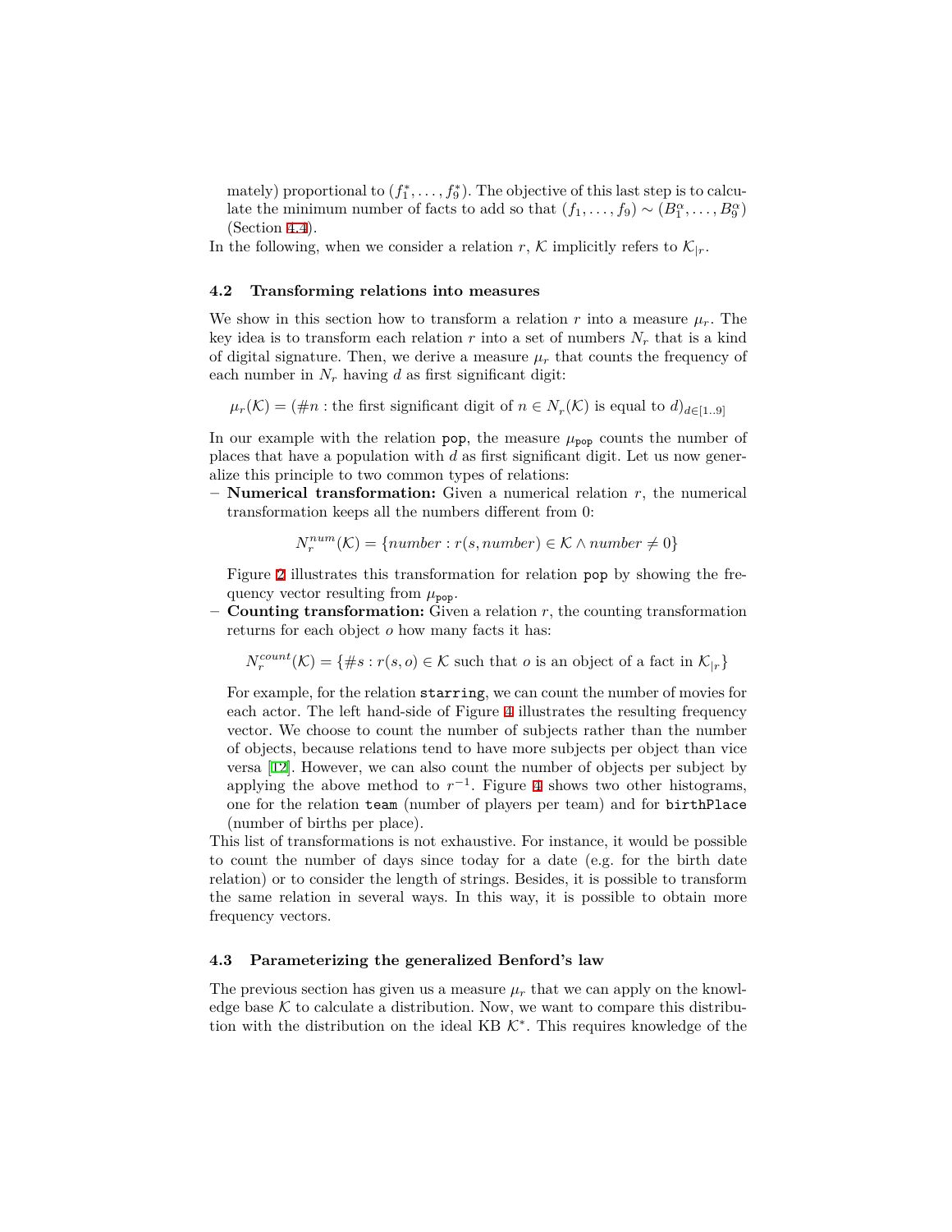mately) proportional to $(f_1^*, \ldots, f_9^*)$. The objective of this last step is to calculate the minimum number of facts to add so that $(f_1, \ldots, f_9) \sim (B_1^\alpha, \ldots, B_9^\alpha)$ (Section 4.4).

In the following, when we consider a relation $r$, $\mathcal{K}$ implicitly refers to $\mathcal{K}_{|r}$.

### 4.2 Transforming relations into measures

We show in this section how to transform a relation $r$ into a measure $\mu_r$. The key idea is to transform each relation $r$ into a set of numbers $N_r$ that is a kind of digital signature. Then, we derive a measure $\mu_r$ that counts the frequency of each number in $N_r$ having $d$ as first significant digit:

$$\mu_r(\mathcal{K}) = (\#n : \text{the first significant digit of } n \in N_r(\mathcal{K}) \text{ is equal to } d)_{d \in [1..9]}$$

In our example with the relation `pop`, the measure $\mu_{\texttt{pop}}$ counts the number of places that have a population with $d$ as first significant digit. Let us now generalize this principle to two common types of relations:

- **Numerical transformation:** Given a numerical relation $r$, the numerical transformation keeps all the numbers different from 0:

  $$N_r^{num}(\mathcal{K}) = \{number : r(s, number) \in \mathcal{K} \wedge number \neq 0\}$$

  Figure 2 illustrates this transformation for relation `pop` by showing the frequency vector resulting from $\mu_{\texttt{pop}}$.
- **Counting transformation:** Given a relation $r$, the counting transformation returns for each object $o$ how many facts it has:

  $$N_r^{count}(\mathcal{K}) = \{\#s : r(s, o) \in \mathcal{K} \text{ such that } o \text{ is an object of a fact in } \mathcal{K}_{|r}\}$$

  For example, for the relation `starring`, we can count the number of movies for each actor. The left hand-side of Figure 4 illustrates the resulting frequency vector. We choose to count the number of subjects rather than the number of objects, because relations tend to have more subjects per object than vice versa [12]. However, we can also count the number of objects per subject by applying the above method to $r^{-1}$. Figure 4 shows two other histograms, one for the relation `team` (number of players per team) and for `birthPlace` (number of births per place).

This list of transformations is not exhaustive. For instance, it would be possible to count the number of days since today for a date (e.g. for the birth date relation) or to consider the length of strings. Besides, it is possible to transform the same relation in several ways. In this way, it is possible to obtain more frequency vectors.

### 4.3 Parameterizing the generalized Benford's law

The previous section has given us a measure $\mu_r$ that we can apply on the knowledge base $\mathcal{K}$ to calculate a distribution. Now, we want to compare this distribution with the distribution on the ideal KB $\mathcal{K}^*$. This requires knowledge of the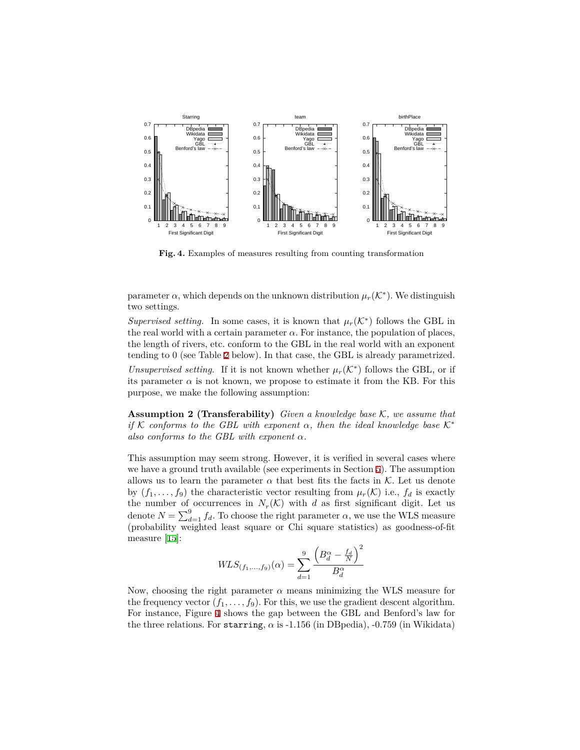Fig. 4. Examples of measures resulting from counting transformation

parameter $\alpha$, which depends on the unknown distribution $\mu_r(\mathcal{K}^*)$. We distinguish two settings.

*Supervised setting.* In some cases, it is known that $\mu_r(\mathcal{K}^*)$ follows the GBL in the real world with a certain parameter $\alpha$. For instance, the population of places, the length of rivers, etc. conform to the GBL in the real world with an exponent tending to 0 (see Table 2 below). In that case, the GBL is already parametrized.

*Unsupervised setting.* If it is not known whether $\mu_r(\mathcal{K}^*)$ follows the GBL, or if its parameter $\alpha$ is not known, we propose to estimate it from the KB. For this purpose, we make the following assumption:

**Assumption 2 (Transferability)** *Given a knowledge base $\mathcal{K}$, we assume that if $\mathcal{K}$ conforms to the GBL with exponent $\alpha$, then the ideal knowledge base $\mathcal{K}^*$ also conforms to the GBL with exponent $\alpha$.*

This assumption may seem strong. However, it is verified in several cases where we have a ground truth available (see experiments in Section 5). The assumption allows us to learn the parameter $\alpha$ that best fits the facts in $\mathcal{K}$. Let us denote by $(f_1, \ldots, f_9)$ the characteristic vector resulting from $\mu_r(\mathcal{K})$ i.e., $f_d$ is exactly the number of occurrences in $N_r(\mathcal{K})$ with $d$ as first significant digit. Let us denote $N = \sum_{d=1}^{9} f_d$. To choose the right parameter $\alpha$, we use the WLS measure (probability weighted least square or Chi square statistics) as goodness-of-fit measure [15]:

$$WLS_{(f_1,\ldots,f_9)}(\alpha) = \sum_{d=1}^{9} \frac{\left(B_d^\alpha - \frac{f_d}{N}\right)^2}{B_d^\alpha}$$

Now, choosing the right parameter $\alpha$ means minimizing the WLS measure for the frequency vector $(f_1, \ldots, f_9)$. For this, we use the gradient descent algorithm. For instance, Figure 4 shows the gap between the GBL and Benford's law for the three relations. For `starring`, $\alpha$ is -1.156 (in DBpedia), -0.759 (in Wikidata)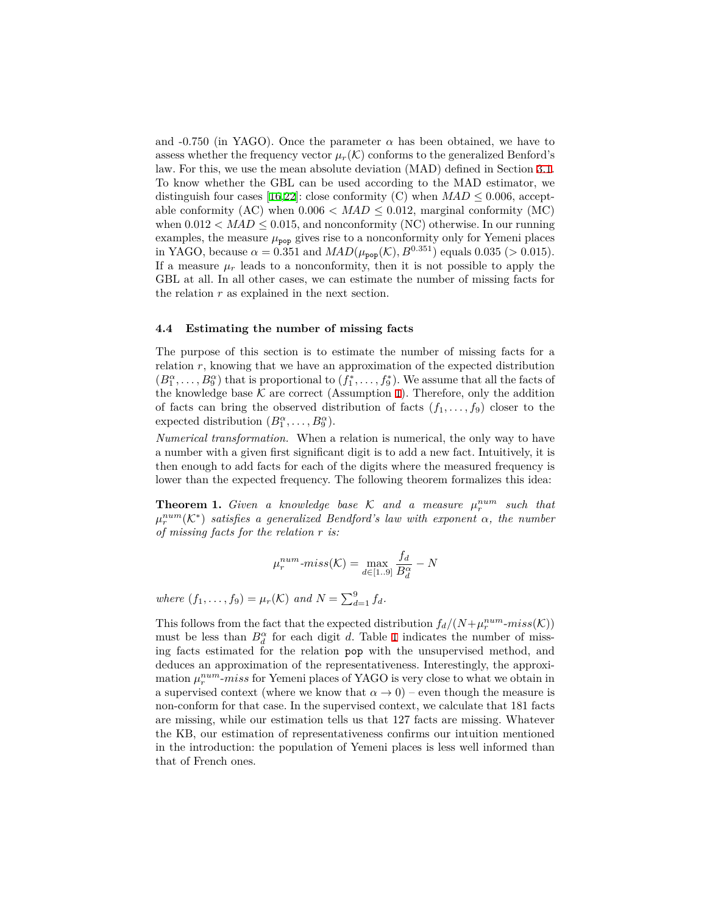and -0.750 (in YAGO). Once the parameter $\alpha$ has been obtained, we have to assess whether the frequency vector $\mu_r(\mathcal{K})$ conforms to the generalized Benford's law. For this, we use the mean absolute deviation (MAD) defined in Section 3.1. To know whether the GBL can be used according to the MAD estimator, we distinguish four cases [16,22]: close conformity (C) when $MAD \leq 0.006$, acceptable conformity (AC) when $0.006 < MAD \leq 0.012$, marginal conformity (MC) when $0.012 < MAD \leq 0.015$, and nonconformity (NC) otherwise. In our running examples, the measure $\mu_{\texttt{pop}}$ gives rise to a nonconformity only for Yemeni places in YAGO, because $\alpha = 0.351$ and $MAD(\mu_{\texttt{pop}}(\mathcal{K}), B^{0.351})$ equals 0.035 ($> 0.015$). If a measure $\mu_r$ leads to a nonconformity, then it is not possible to apply the GBL at all. In all other cases, we can estimate the number of missing facts for the relation $r$ as explained in the next section.

### 4.4 Estimating the number of missing facts

The purpose of this section is to estimate the number of missing facts for a relation $r$, knowing that we have an approximation of the expected distribution $(B_1^\alpha, \ldots, B_9^\alpha)$ that is proportional to $(f_1^*, \ldots, f_9^*)$. We assume that all the facts of the knowledge base $\mathcal{K}$ are correct (Assumption 1). Therefore, only the addition of facts can bring the observed distribution of facts $(f_1, \ldots, f_9)$ closer to the expected distribution $(B_1^\alpha, \ldots, B_9^\alpha)$.

*Numerical transformation.* When a relation is numerical, the only way to have a number with a given first significant digit is to add a new fact. Intuitively, it is then enough to add facts for each of the digits where the measured frequency is lower than the expected frequency. The following theorem formalizes this idea:

**Theorem 1.** *Given a knowledge base $\mathcal{K}$ and a measure $\mu_r^{num}$ such that $\mu_r^{num}(\mathcal{K}^*)$ satisfies a generalized Bendford's law with exponent $\alpha$, the number of missing facts for the relation $r$ is:*

$$\mu_r^{num}\text{-}miss(\mathcal{K}) = \max_{d \in [1..9]} \frac{f_d}{B_d^\alpha} - N$$

*where $(f_1, \ldots, f_9) = \mu_r(\mathcal{K})$ and $N = \sum_{d=1}^{9} f_d$.*

This follows from the fact that the expected distribution $f_d/(N + \mu_r^{num}\text{-}miss(\mathcal{K}))$ must be less than $B_d^\alpha$ for each digit $d$. Table 1 indicates the number of missing facts estimated for the relation `pop` with the unsupervised method, and deduces an approximation of the representativeness. Interestingly, the approximation $\mu_r^{num}$-*miss* for Yemeni places of YAGO is very close to what we obtain in a supervised context (where we know that $\alpha \to 0$) – even though the measure is non-conform for that case. In the supervised context, we calculate that 181 facts are missing, while our estimation tells us that 127 facts are missing. Whatever the KB, our estimation of representativeness confirms our intuition mentioned in the introduction: the population of Yemeni places is less well informed than that of French ones.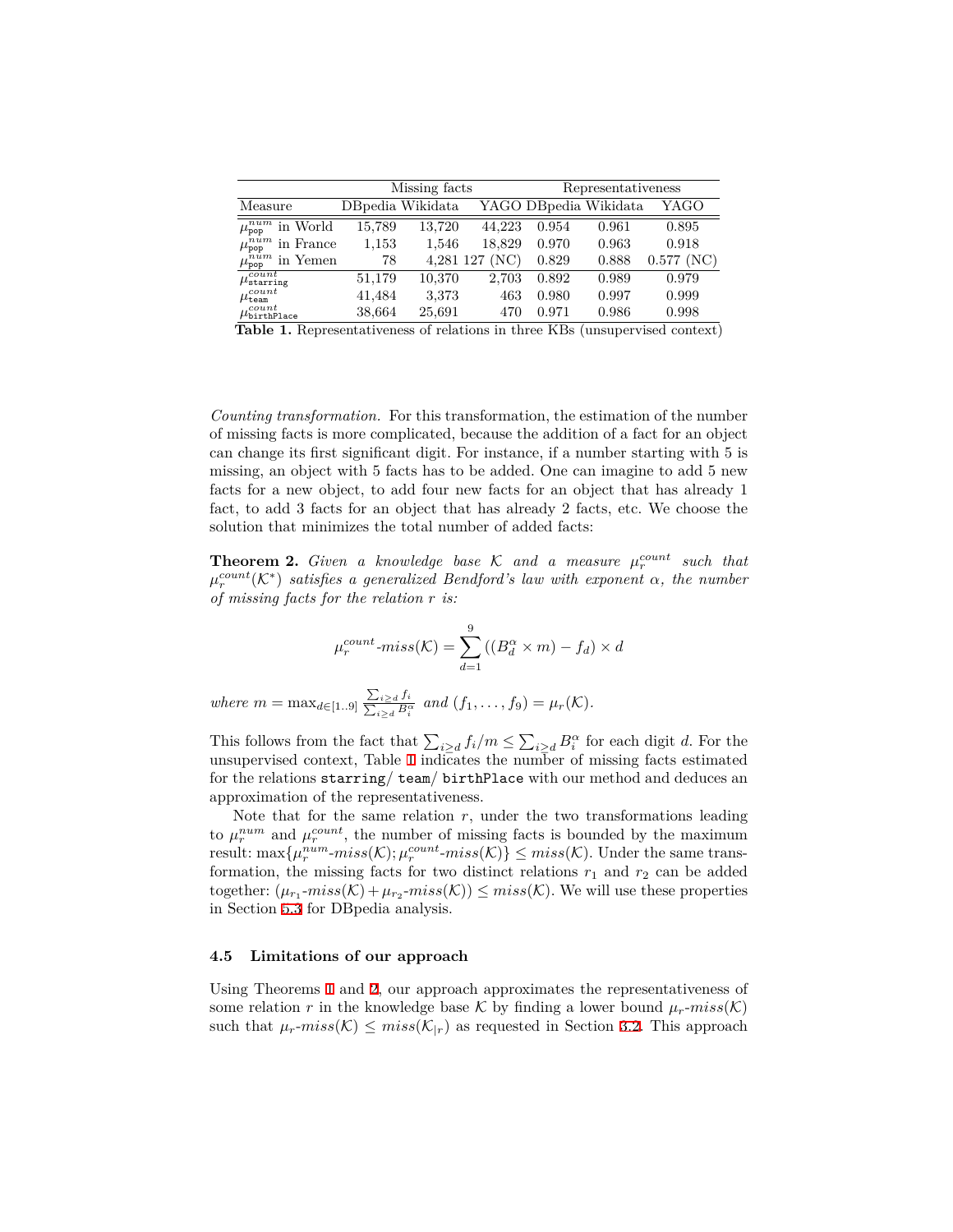| | Missing facts | | | Representativeness | | |
|---|---|---|---|---|---|---|
| Measure | DBpedia | Wikidata | YAGO | DBpedia | Wikidata | YAGO |
| $\mu^{num}_{\texttt{pop}}$ in World | 15,789 | 13,720 | 44,223 | 0.954 | 0.961 | 0.895 |
| $\mu^{num}_{\texttt{pop}}$ in France | 1,153 | 1,546 | 18,829 | 0.970 | 0.963 | 0.918 |
| $\mu^{num}_{\texttt{pop}}$ in Yemen | 78 | 4,281 | 127 (NC) | 0.829 | 0.888 | 0.577 (NC) |
| $\mu^{count}_{\texttt{starring}}$ | 51,179 | 10,370 | 2,703 | 0.892 | 0.989 | 0.979 |
| $\mu^{count}_{\texttt{team}}$ | 41,484 | 3,373 | 463 | 0.980 | 0.997 | 0.999 |
| $\mu^{count}_{\texttt{birthPlace}}$ | 38,664 | 25,691 | 470 | 0.971 | 0.986 | 0.998 |

**Table 1.** Representativeness of relations in three KBs (unsupervised context)

*Counting transformation.* For this transformation, the estimation of the number of missing facts is more complicated, because the addition of a fact for an object can change its first significant digit. For instance, if a number starting with 5 is missing, an object with 5 facts has to be added. One can imagine to add 5 new facts for a new object, to add four new facts for an object that has already 1 fact, to add 3 facts for an object that has already 2 facts, etc. We choose the solution that minimizes the total number of added facts:

**Theorem 2.** *Given a knowledge base $\mathcal{K}$ and a measure $\mu^{count}_r$ such that $\mu^{count}_r(\mathcal{K}^*)$ satisfies a generalized Bendford's law with exponent $\alpha$, the number of missing facts for the relation $r$ is:*

$$\mu^{count}_r\text{-}miss(\mathcal{K}) = \sum_{d=1}^{9} ((B^{\alpha}_d \times m) - f_d) \times d$$

*where* $m = \max_{d \in [1..9]} \frac{\sum_{i \geq d} f_i}{\sum_{i \geq d} B^{\alpha}_i}$ *and* $(f_1, \ldots, f_9) = \mu_r(\mathcal{K})$.

This follows from the fact that $\sum_{i \geq d} f_i / m \leq \sum_{i \geq d} B^{\alpha}_i$ for each digit $d$. For the unsupervised context, Table 1 indicates the number of missing facts estimated for the relations `starring`/ `team`/ `birthPlace` with our method and deduces an approximation of the representativeness.

Note that for the same relation $r$, under the two transformations leading to $\mu^{num}_r$ and $\mu^{count}_r$, the number of missing facts is bounded by the maximum result: $\max\{\mu^{num}_r\text{-}miss(\mathcal{K}); \mu^{count}_r\text{-}miss(\mathcal{K})\} \leq miss(\mathcal{K})$. Under the same transformation, the missing facts for two distinct relations $r_1$ and $r_2$ can be added together: $(\mu_{r_1}\text{-}miss(\mathcal{K}) + \mu_{r_2}\text{-}miss(\mathcal{K})) \leq miss(\mathcal{K})$. We will use these properties in Section 5.3 for DBpedia analysis.

### 4.5 Limitations of our approach

Using Theorems 1 and 2, our approach approximates the representativeness of some relation $r$ in the knowledge base $\mathcal{K}$ by finding a lower bound $\mu_r\text{-}miss(\mathcal{K})$ such that $\mu_r\text{-}miss(\mathcal{K}) \leq miss(\mathcal{K}_{|r})$ as requested in Section 3.2. This approach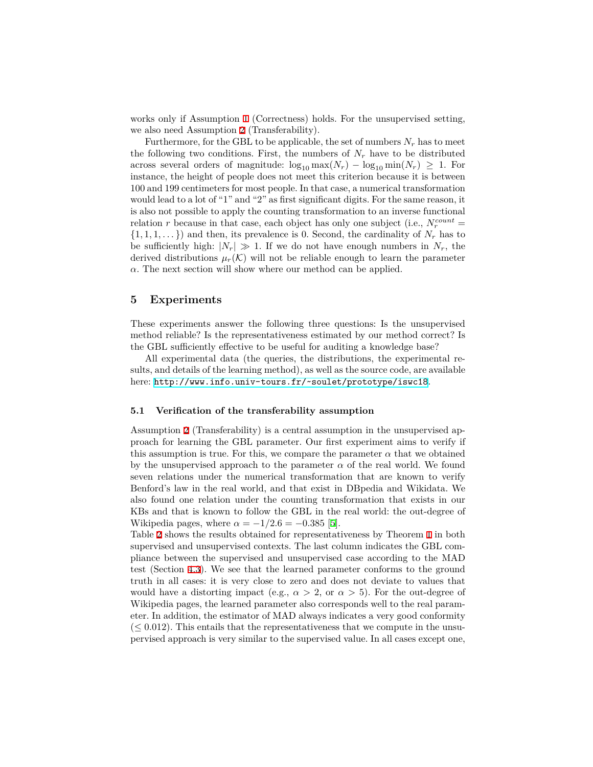works only if Assumption 1 (Correctness) holds. For the unsupervised setting, we also need Assumption 2 (Transferability).

Furthermore, for the GBL to be applicable, the set of numbers $N_r$ has to meet the following two conditions. First, the numbers of $N_r$ have to be distributed across several orders of magnitude: $\log_{10} \max(N_r) - \log_{10} \min(N_r) \geq 1$. For instance, the height of people does not meet this criterion because it is between 100 and 199 centimeters for most people. In that case, a numerical transformation would lead to a lot of "1" and "2" as first significant digits. For the same reason, it is also not possible to apply the counting transformation to an inverse functional relation $r$ because in that case, each object has only one subject (i.e., $N_r^{count} = \{1, 1, 1, \dots\}$) and then, its prevalence is 0. Second, the cardinality of $N_r$ has to be sufficiently high: $|N_r| \gg 1$. If we do not have enough numbers in $N_r$, the derived distributions $\mu_r(\mathcal{K})$ will not be reliable enough to learn the parameter $\alpha$. The next section will show where our method can be applied.

## 5 Experiments

These experiments answer the following three questions: Is the unsupervised method reliable? Is the representativeness estimated by our method correct? Is the GBL sufficiently effective to be useful for auditing a knowledge base?

All experimental data (the queries, the distributions, the experimental results, and details of the learning method), as well as the source code, are available here: http://www.info.univ-tours.fr/~soulet/prototype/iswc18.

### 5.1 Verification of the transferability assumption

Assumption 2 (Transferability) is a central assumption in the unsupervised approach for learning the GBL parameter. Our first experiment aims to verify if this assumption is true. For this, we compare the parameter $\alpha$ that we obtained by the unsupervised approach to the parameter $\alpha$ of the real world. We found seven relations under the numerical transformation that are known to verify Benford's law in the real world, and that exist in DBpedia and Wikidata. We also found one relation under the counting transformation that exists in our KBs and that is known to follow the GBL in the real world: the out-degree of Wikipedia pages, where $\alpha = -1/2.6 = -0.385$ [5].
Table 2 shows the results obtained for representativeness by Theorem 1 in both supervised and unsupervised contexts. The last column indicates the GBL compliance between the supervised and unsupervised case according to the MAD test (Section 4.3). We see that the learned parameter conforms to the ground truth in all cases: it is very close to zero and does not deviate to values that would have a distorting impact (e.g., $\alpha > 2$, or $\alpha > 5$). For the out-degree of Wikipedia pages, the learned parameter also corresponds well to the real parameter. In addition, the estimator of MAD always indicates a very good conformity ($\leq 0.012$). This entails that the representativeness that we compute in the unsupervised approach is very similar to the supervised value. In all cases except one,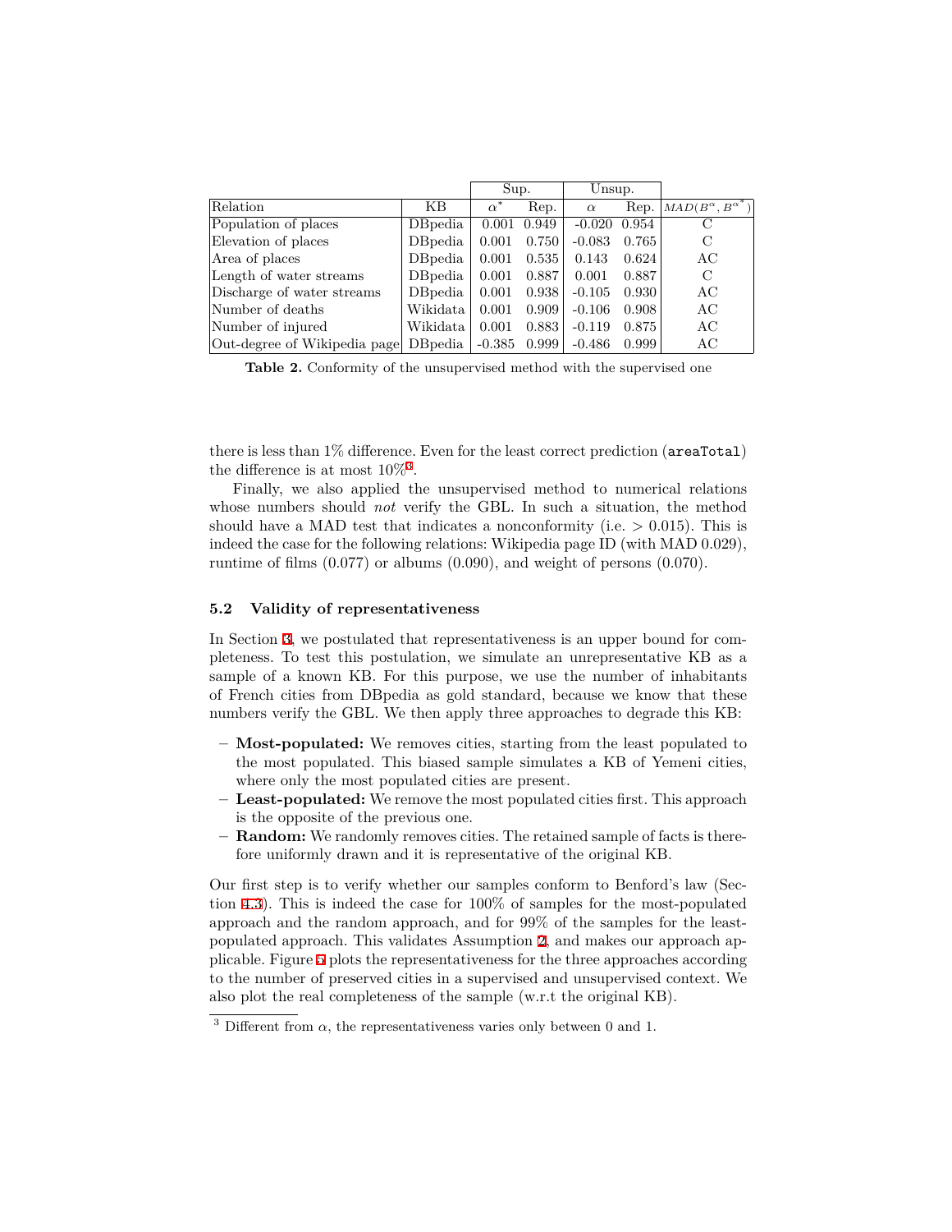| | | Sup. | | Unsup. | | |
|---|---|---|---|---|---|---|
| Relation | KB | $\alpha^*$ | Rep. | $\alpha$ | Rep. | $MAD(B^{\alpha}, B^{\alpha^*})$ |
| Population of places | DBpedia | 0.001 | 0.949 | -0.020 | 0.954 | C |
| Elevation of places | DBpedia | 0.001 | 0.750 | -0.083 | 0.765 | C |
| Area of places | DBpedia | 0.001 | 0.535 | 0.143 | 0.624 | AC |
| Length of water streams | DBpedia | 0.001 | 0.887 | 0.001 | 0.887 | C |
| Discharge of water streams | DBpedia | 0.001 | 0.938 | -0.105 | 0.930 | AC |
| Number of deaths | Wikidata | 0.001 | 0.909 | -0.106 | 0.908 | AC |
| Number of injured | Wikidata | 0.001 | 0.883 | -0.119 | 0.875 | AC |
| Out-degree of Wikipedia page | DBpedia | -0.385 | 0.999 | -0.486 | 0.999 | AC |

**Table 2.** Conformity of the unsupervised method with the supervised one

there is less than 1% difference. Even for the least correct prediction (`areaTotal`) the difference is at most 10%[3].

Finally, we also applied the unsupervised method to numerical relations whose numbers should *not* verify the GBL. In such a situation, the method should have a MAD test that indicates a nonconformity (i.e. > 0.015). This is indeed the case for the following relations: Wikipedia page ID (with MAD 0.029), runtime of films (0.077) or albums (0.090), and weight of persons (0.070).

### 5.2 Validity of representativeness

In Section 3, we postulated that representativeness is an upper bound for completeness. To test this postulation, we simulate an unrepresentative KB as a sample of a known KB. For this purpose, we use the number of inhabitants of French cities from DBpedia as gold standard, because we know that these numbers verify the GBL. We then apply three approaches to degrade this KB:

- **Most-populated:** We removes cities, starting from the least populated to the most populated. This biased sample simulates a KB of Yemeni cities, where only the most populated cities are present.
- **Least-populated:** We remove the most populated cities first. This approach is the opposite of the previous one.
- **Random:** We randomly removes cities. The retained sample of facts is therefore uniformly drawn and it is representative of the original KB.

Our first step is to verify whether our samples conform to Benford's law (Section 4.3). This is indeed the case for 100% of samples for the most-populated approach and the random approach, and for 99% of the samples for the least-populated approach. This validates Assumption 2, and makes our approach applicable. Figure 5 plots the representativeness for the three approaches according to the number of preserved cities in a supervised and unsupervised context. We also plot the real completeness of the sample (w.r.t the original KB).

[3] Different from $\alpha$, the representativeness varies only between 0 and 1.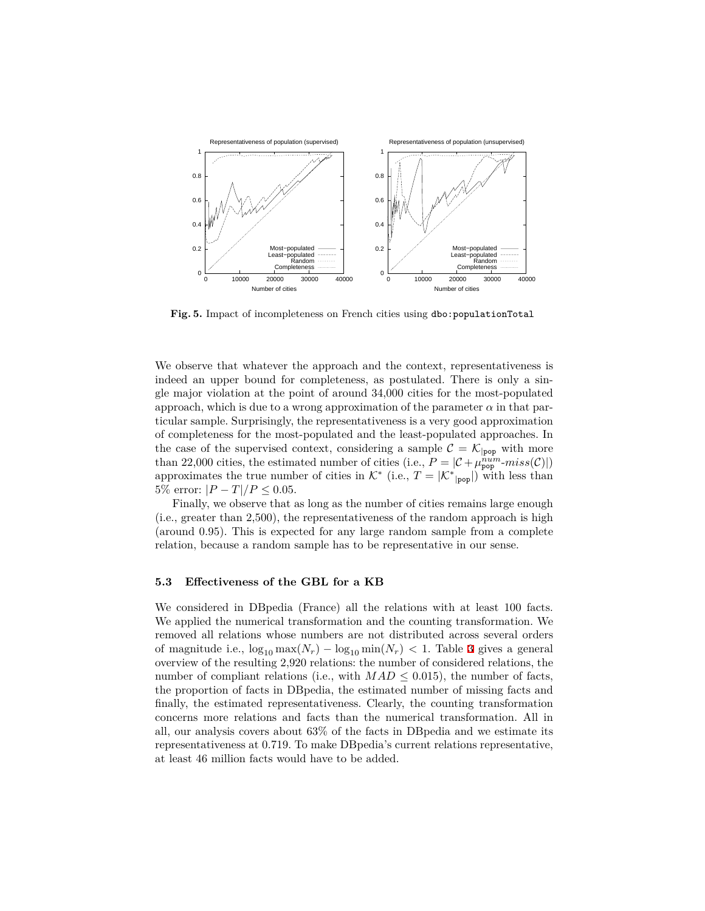**Fig. 5.** Impact of incompleteness on French cities using `dbo:populationTotal`

We observe that whatever the approach and the context, representativeness is indeed an upper bound for completeness, as postulated. There is only a single major violation at the point of around 34,000 cities for the most-populated approach, which is due to a wrong approximation of the parameter $\alpha$ in that particular sample. Surprisingly, the representativeness is a very good approximation of completeness for the most-populated and the least-populated approaches. In the case of the supervised context, considering a sample $\mathcal{C} = \mathcal{K}_{|\texttt{pop}}$ with more than 22,000 cities, the estimated number of cities (i.e., $P = |\mathcal{C} + \mu^{num}_{\texttt{pop}}\text{-}miss(\mathcal{C})|$) approximates the true number of cities in $\mathcal{K}^*$ (i.e., $T = |\mathcal{K}^*{}_{|\texttt{pop}}|$) with less than 5% error: $|P - T|/P \leq 0.05$.

Finally, we observe that as long as the number of cities remains large enough (i.e., greater than 2,500), the representativeness of the random approach is high (around 0.95). This is expected for any large random sample from a complete relation, because a random sample has to be representative in our sense.

### 5.3 Effectiveness of the GBL for a KB

We considered in DBpedia (France) all the relations with at least 100 facts. We applied the numerical transformation and the counting transformation. We removed all relations whose numbers are not distributed across several orders of magnitude i.e., $\log_{10} \max(N_r) - \log_{10} \min(N_r) < 1$. Table 3 gives a general overview of the resulting 2,920 relations: the number of considered relations, the number of compliant relations (i.e., with $MAD \leq 0.015$), the number of facts, the proportion of facts in DBpedia, the estimated number of missing facts and finally, the estimated representativeness. Clearly, the counting transformation concerns more relations and facts than the numerical transformation. All in all, our analysis covers about 63% of the facts in DBpedia and we estimate its representativeness at 0.719. To make DBpedia's current relations representative, at least 46 million facts would have to be added.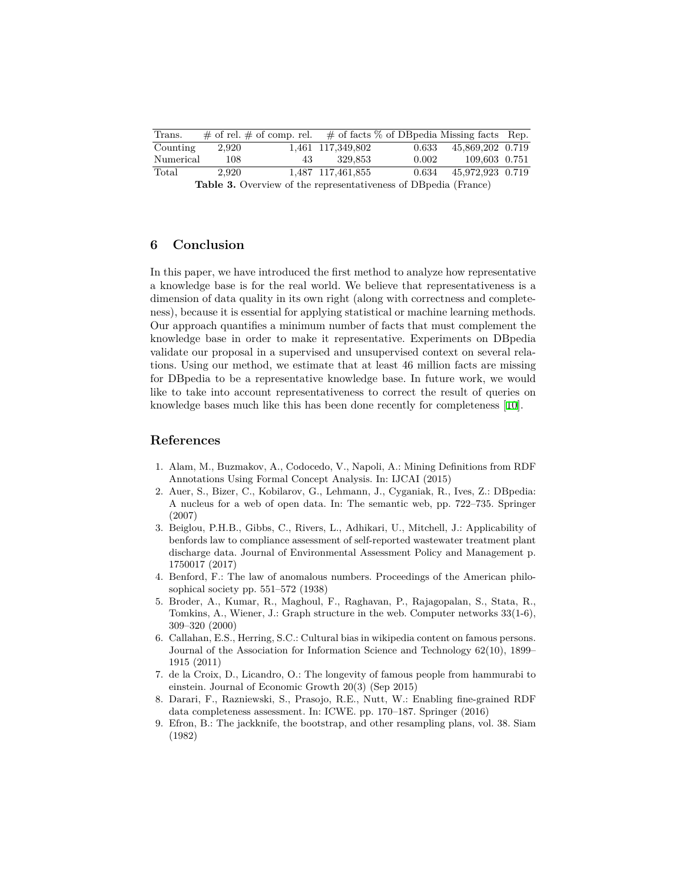| Trans. | # of rel. | # of comp. rel. | # of facts | % of DBpedia | Missing facts | Rep. |
|---|---|---|---|---|---|---|
| Counting | 2,920 | 1,461 | 117,349,802 | 0.633 | 45,869,202 | 0.719 |
| Numerical | 108 | 43 | 329,853 | 0.002 | 109,603 | 0.751 |
| Total | 2,920 | 1,487 | 117,461,855 | 0.634 | 45,972,923 | 0.719 |

**Table 3.** Overview of the representativeness of DBpedia (France)

## 6 Conclusion

In this paper, we have introduced the first method to analyze how representative a knowledge base is for the real world. We believe that representativeness is a dimension of data quality in its own right (along with correctness and completeness), because it is essential for applying statistical or machine learning methods. Our approach quantifies a minimum number of facts that must complement the knowledge base in order to make it representative. Experiments on DBpedia validate our proposal in a supervised and unsupervised context on several relations. Using our method, we estimate that at least 46 million facts are missing for DBpedia to be a representative knowledge base. In future work, we would like to take into account representativeness to correct the result of queries on knowledge bases much like this has been done recently for completeness [10].

## References

1. Alam, M., Buzmakov, A., Codocedo, V., Napoli, A.: Mining Definitions from RDF Annotations Using Formal Concept Analysis. In: IJCAI (2015)
2. Auer, S., Bizer, C., Kobilarov, G., Lehmann, J., Cyganiak, R., Ives, Z.: DBpedia: A nucleus for a web of open data. In: The semantic web, pp. 722–735. Springer (2007)
3. Beiglou, P.H.B., Gibbs, C., Rivers, L., Adhikari, U., Mitchell, J.: Applicability of benfords law to compliance assessment of self-reported wastewater treatment plant discharge data. Journal of Environmental Assessment Policy and Management p. 1750017 (2017)
4. Benford, F.: The law of anomalous numbers. Proceedings of the American philosophical society pp. 551–572 (1938)
5. Broder, A., Kumar, R., Maghoul, F., Raghavan, P., Rajagopalan, S., Stata, R., Tomkins, A., Wiener, J.: Graph structure in the web. Computer networks 33(1-6), 309–320 (2000)
6. Callahan, E.S., Herring, S.C.: Cultural bias in wikipedia content on famous persons. Journal of the Association for Information Science and Technology 62(10), 1899–1915 (2011)
7. de la Croix, D., Licandro, O.: The longevity of famous people from hammurabi to einstein. Journal of Economic Growth 20(3) (Sep 2015)
8. Darari, F., Razniewski, S., Prasojo, R.E., Nutt, W.: Enabling fine-grained RDF data completeness assessment. In: ICWE. pp. 170–187. Springer (2016)
9. Efron, B.: The jackknife, the bootstrap, and other resampling plans, vol. 38. Siam (1982)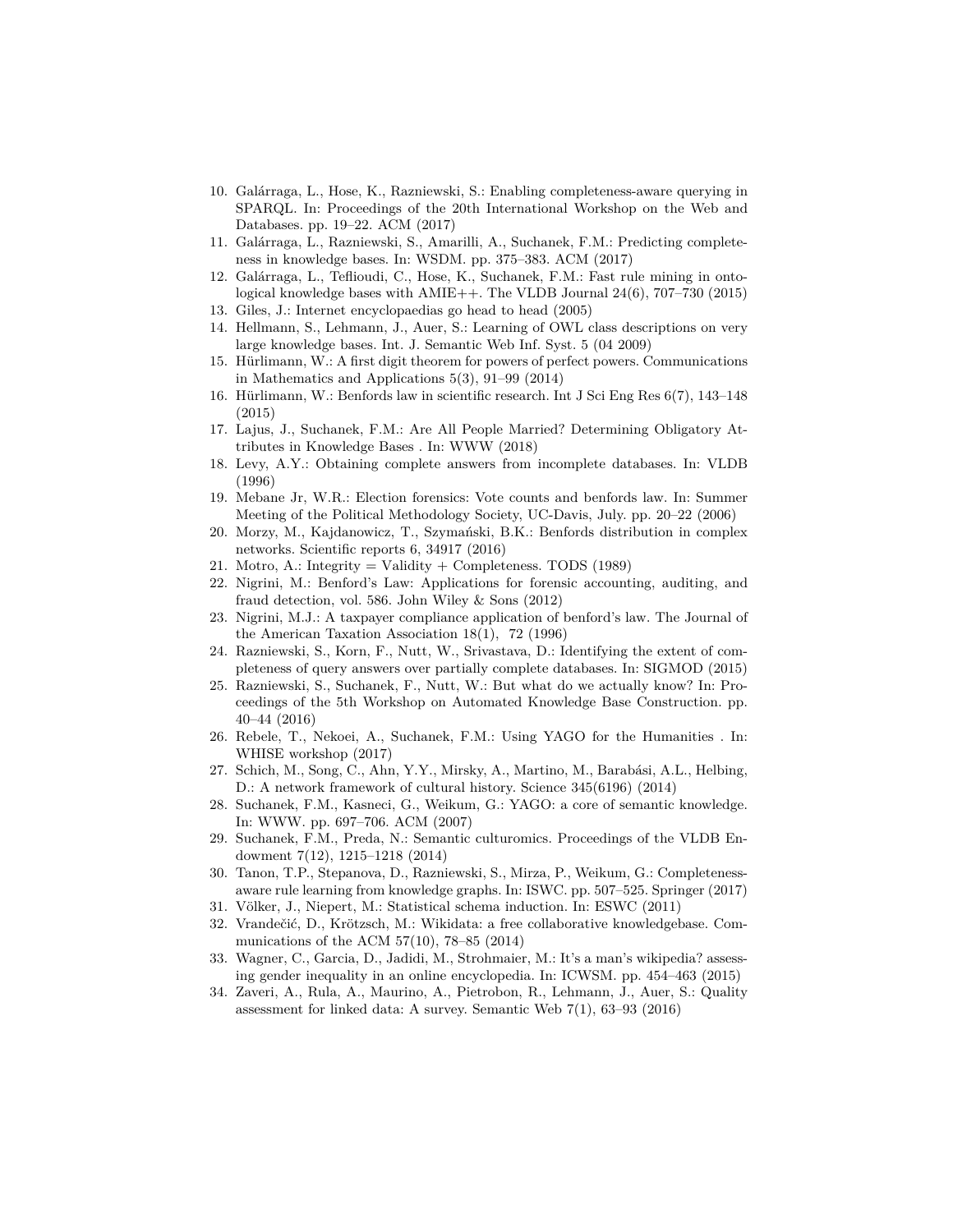10. Galárraga, L., Hose, K., Razniewski, S.: Enabling completeness-aware querying in SPARQL. In: Proceedings of the 20th International Workshop on the Web and Databases. pp. 19–22. ACM (2017)
11. Galárraga, L., Razniewski, S., Amarilli, A., Suchanek, F.M.: Predicting completeness in knowledge bases. In: WSDM. pp. 375–383. ACM (2017)
12. Galárraga, L., Teflioudi, C., Hose, K., Suchanek, F.M.: Fast rule mining in ontological knowledge bases with AMIE++. The VLDB Journal 24(6), 707–730 (2015)
13. Giles, J.: Internet encyclopaedias go head to head (2005)
14. Hellmann, S., Lehmann, J., Auer, S.: Learning of OWL class descriptions on very large knowledge bases. Int. J. Semantic Web Inf. Syst. 5 (04 2009)
15. Hürlimann, W.: A first digit theorem for powers of perfect powers. Communications in Mathematics and Applications 5(3), 91–99 (2014)
16. Hürlimann, W.: Benfords law in scientific research. Int J Sci Eng Res 6(7), 143–148 (2015)
17. Lajus, J., Suchanek, F.M.: Are All People Married? Determining Obligatory Attributes in Knowledge Bases . In: WWW (2018)
18. Levy, A.Y.: Obtaining complete answers from incomplete databases. In: VLDB (1996)
19. Mebane Jr, W.R.: Election forensics: Vote counts and benfords law. In: Summer Meeting of the Political Methodology Society, UC-Davis, July. pp. 20–22 (2006)
20. Morzy, M., Kajdanowicz, T., Szymański, B.K.: Benfords distribution in complex networks. Scientific reports 6, 34917 (2016)
21. Motro, A.: Integrity = Validity + Completeness. TODS (1989)
22. Nigrini, M.: Benford's Law: Applications for forensic accounting, auditing, and fraud detection, vol. 586. John Wiley & Sons (2012)
23. Nigrini, M.J.: A taxpayer compliance application of benford's law. The Journal of the American Taxation Association 18(1), 72 (1996)
24. Razniewski, S., Korn, F., Nutt, W., Srivastava, D.: Identifying the extent of completeness of query answers over partially complete databases. In: SIGMOD (2015)
25. Razniewski, S., Suchanek, F., Nutt, W.: But what do we actually know? In: Proceedings of the 5th Workshop on Automated Knowledge Base Construction. pp. 40–44 (2016)
26. Rebele, T., Nekoei, A., Suchanek, F.M.: Using YAGO for the Humanities . In: WHISE workshop (2017)
27. Schich, M., Song, C., Ahn, Y.Y., Mirsky, A., Martino, M., Barabási, A.L., Helbing, D.: A network framework of cultural history. Science 345(6196) (2014)
28. Suchanek, F.M., Kasneci, G., Weikum, G.: YAGO: a core of semantic knowledge. In: WWW. pp. 697–706. ACM (2007)
29. Suchanek, F.M., Preda, N.: Semantic culturomics. Proceedings of the VLDB Endowment 7(12), 1215–1218 (2014)
30. Tanon, T.P., Stepanova, D., Razniewski, S., Mirza, P., Weikum, G.: Completeness-aware rule learning from knowledge graphs. In: ISWC. pp. 507–525. Springer (2017)
31. Völker, J., Niepert, M.: Statistical schema induction. In: ESWC (2011)
32. Vrandečić, D., Krötzsch, M.: Wikidata: a free collaborative knowledgebase. Communications of the ACM 57(10), 78–85 (2014)
33. Wagner, C., Garcia, D., Jadidi, M., Strohmaier, M.: It's a man's wikipedia? assessing gender inequality in an online encyclopedia. In: ICWSM. pp. 454–463 (2015)
34. Zaveri, A., Rula, A., Maurino, A., Pietrobon, R., Lehmann, J., Auer, S.: Quality assessment for linked data: A survey. Semantic Web 7(1), 63–93 (2016)